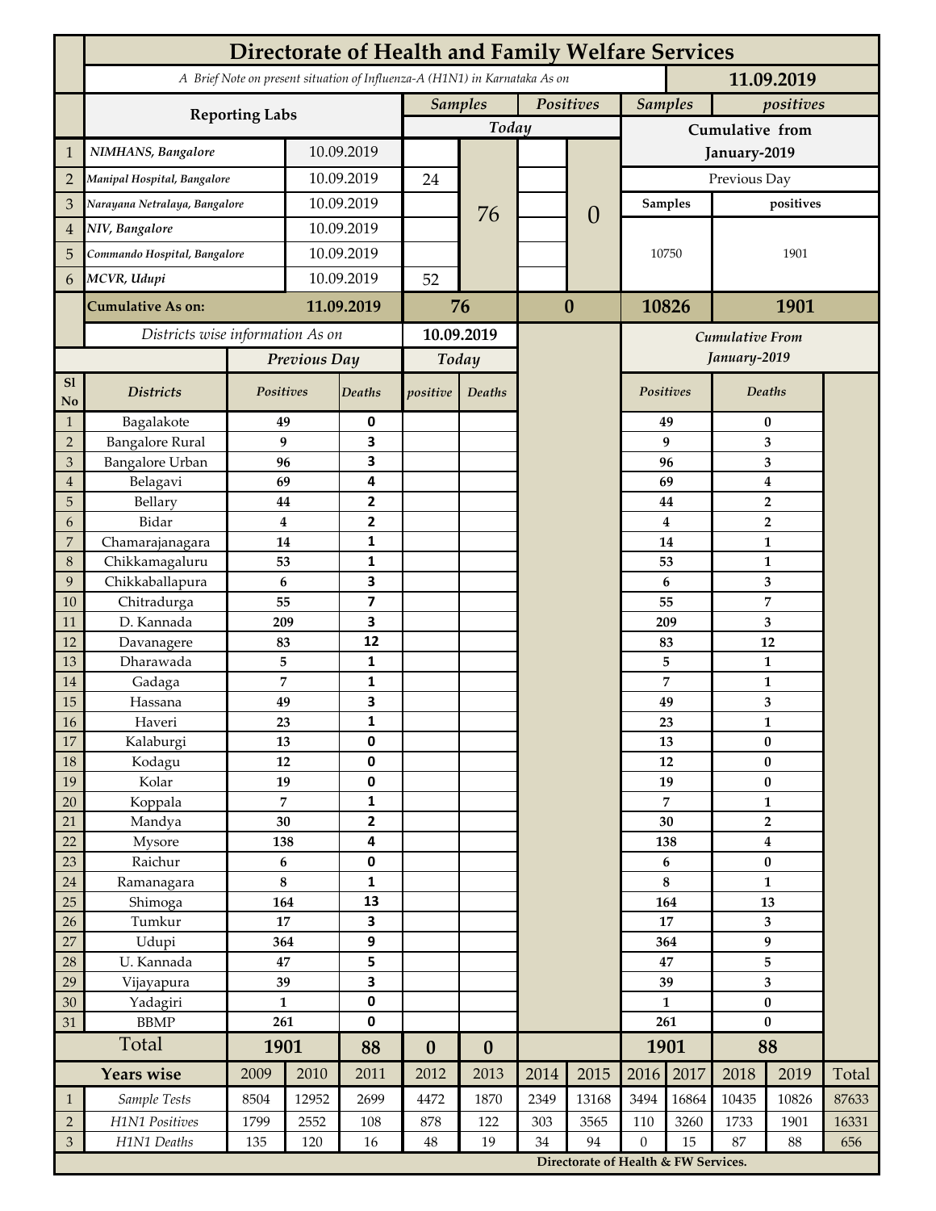# Directorate of Health and Family Welfare Services

*A Brief Note on present situation of Influenza-A (H1N1) in Karnataka As on* **11.09.2019**

| | Reporting Labs | | Samples (Today) | | Positives (Today) | | Samples | positives |
|---|---|---|---|---|---|---|---|---|
| | | | | | | | Cumulative from January-2019 | |
| | | | | | | | Previous Day | |
| | | | | | | | Samples | positives |
| 1 | *NIMHANS, Bangalore* | 10.09.2019 | | 76 | | 0 | 10750 | 1901 |
| 2 | *Manipal Hospital, Bangalore* | 10.09.2019 | 24 | | | | | |
| 3 | *Narayana Netralaya, Bangalore* | 10.09.2019 | | | | | | |
| 4 | *NIV, Bangalore* | 10.09.2019 | | | | | | |
| 5 | *Commando Hospital, Bangalore* | 10.09.2019 | | | | | | |
| 6 | *MCVR, Udupi* | 10.09.2019 | 52 | | | | | |
| | **Cumulative As on:** | **11.09.2019** | **76** | | **0** | | **10826** | **1901** |

*Districts wise information As on* **10.09.2019**

| Sl No | Districts | Previous Day Positives | Previous Day Deaths | Today positive | Today Deaths | Cumulative From January-2019 Positives | Cumulative From January-2019 Deaths |
|---|---|---|---|---|---|---|---|
| 1 | Bagalakote | 49 | 0 | | | 49 | 0 |
| 2 | Bangalore Rural | 9 | 3 | | | 9 | 3 |
| 3 | Bangalore Urban | 96 | 3 | | | 96 | 3 |
| 4 | Belagavi | 69 | 4 | | | 69 | 4 |
| 5 | Bellary | 44 | 2 | | | 44 | 2 |
| 6 | Bidar | 4 | 2 | | | 4 | 2 |
| 7 | Chamarajanagara | 14 | 1 | | | 14 | 1 |
| 8 | Chikkamagaluru | 53 | 1 | | | 53 | 1 |
| 9 | Chikkaballapura | 6 | 3 | | | 6 | 3 |
| 10 | Chitradurga | 55 | 7 | | | 55 | 7 |
| 11 | D. Kannada | 209 | 3 | | | 209 | 3 |
| 12 | Davanagere | 83 | 12 | | | 83 | 12 |
| 13 | Dharawada | 5 | 1 | | | 5 | 1 |
| 14 | Gadaga | 7 | 1 | | | 7 | 1 |
| 15 | Hassana | 49 | 3 | | | 49 | 3 |
| 16 | Haveri | 23 | 1 | | | 23 | 1 |
| 17 | Kalaburgi | 13 | 0 | | | 13 | 0 |
| 18 | Kodagu | 12 | 0 | | | 12 | 0 |
| 19 | Kolar | 19 | 0 | | | 19 | 0 |
| 20 | Koppala | 7 | 1 | | | 7 | 1 |
| 21 | Mandya | 30 | 2 | | | 30 | 2 |
| 22 | Mysore | 138 | 4 | | | 138 | 4 |
| 23 | Raichur | 6 | 0 | | | 6 | 0 |
| 24 | Ramanagara | 8 | 1 | | | 8 | 1 |
| 25 | Shimoga | 164 | 13 | | | 164 | 13 |
| 26 | Tumkur | 17 | 3 | | | 17 | 3 |
| 27 | Udupi | 364 | 9 | | | 364 | 9 |
| 28 | U. Kannada | 47 | 5 | | | 47 | 5 |
| 29 | Vijayapura | 39 | 3 | | | 39 | 3 |
| 30 | Yadagiri | 1 | 0 | | | 1 | 0 |
| 31 | BBMP | 261 | 0 | | | 261 | 0 |
| | **Total** | **1901** | **88** | **0** | **0** | **1901** | **88** |

| | Years wise | 2009 | 2010 | 2011 | 2012 | 2013 | 2014 | 2015 | 2016 | 2017 | 2018 | 2019 | Total |
|---|---|---|---|---|---|---|---|---|---|---|---|---|---|
| 1 | *Sample Tests* | 8504 | 12952 | 2699 | 4472 | 1870 | 2349 | 13168 | 3494 | 16864 | 10435 | 10826 | 87633 |
| 2 | *H1N1 Positives* | 1799 | 2552 | 108 | 878 | 122 | 303 | 3565 | 110 | 3260 | 1733 | 1901 | 16331 |
| 3 | *H1N1 Deaths* | 135 | 120 | 16 | 48 | 19 | 34 | 94 | 0 | 15 | 87 | 88 | 656 |

**Directorate of Health & FW Services.**